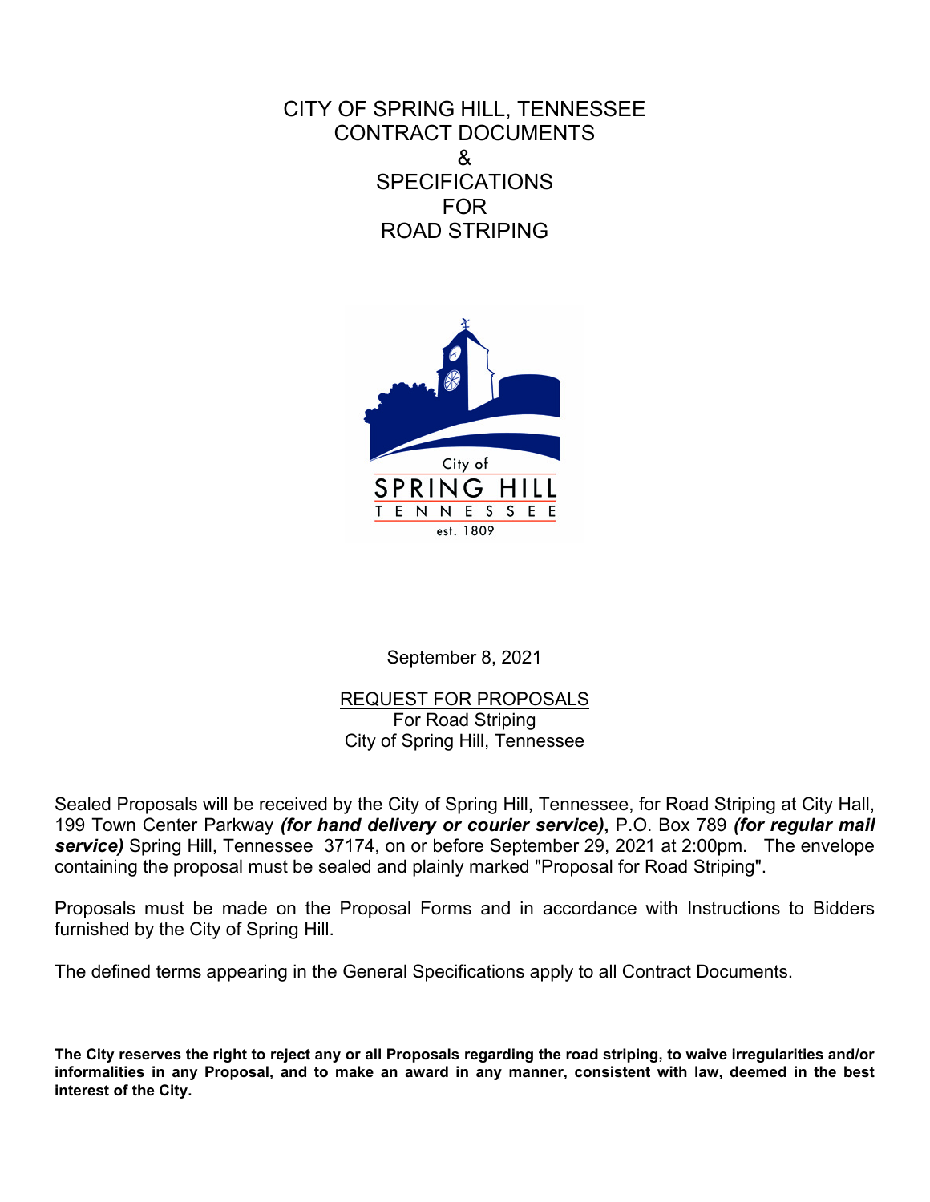# CITY OF SPRING HILL, TENNESSEE
# CONTRACT DOCUMENTS
# &
# SPECIFICATIONS
# FOR
# ROAD STRIPING

City of
SPRING HILL
TENNESSEE
est. 1809

September 8, 2021

## REQUEST FOR PROPOSALS
For Road Striping
City of Spring Hill, Tennessee

Sealed Proposals will be received by the City of Spring Hill, Tennessee, for Road Striping at City Hall, 199 Town Center Parkway ***(for hand delivery or courier service)***, P.O. Box 789 ***(for regular mail service)*** Spring Hill, Tennessee 37174, on or before September 29, 2021 at 2:00pm. The envelope containing the proposal must be sealed and plainly marked "Proposal for Road Striping".

Proposals must be made on the Proposal Forms and in accordance with Instructions to Bidders furnished by the City of Spring Hill.

The defined terms appearing in the General Specifications apply to all Contract Documents.

**The City reserves the right to reject any or all Proposals regarding the road striping, to waive irregularities and/or informalities in any Proposal, and to make an award in any manner, consistent with law, deemed in the best interest of the City.**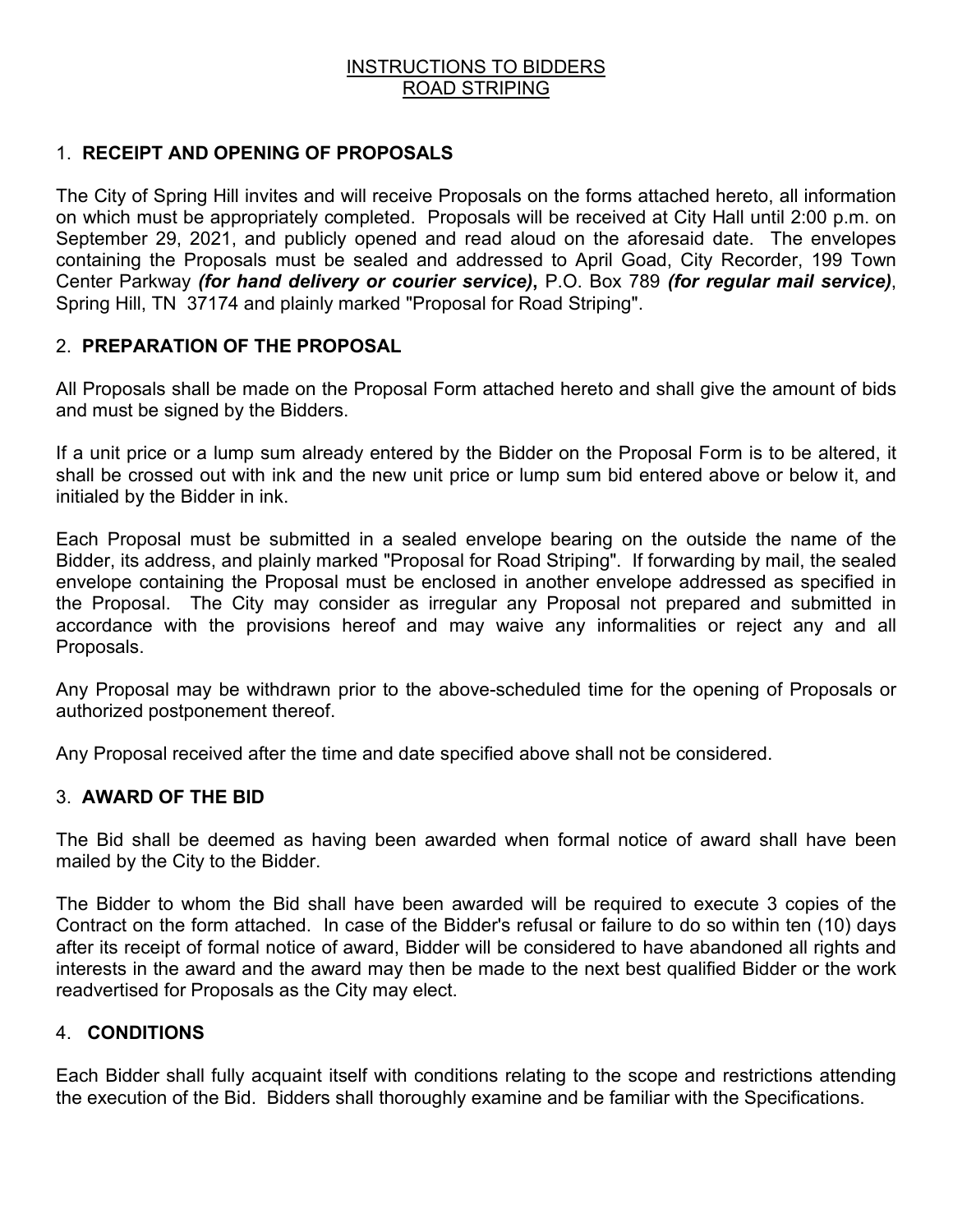# INSTRUCTIONS TO BIDDERS
# ROAD STRIPING

## 1. RECEIPT AND OPENING OF PROPOSALS

The City of Spring Hill invites and will receive Proposals on the forms attached hereto, all information on which must be appropriately completed. Proposals will be received at City Hall until 2:00 p.m. on September 29, 2021, and publicly opened and read aloud on the aforesaid date. The envelopes containing the Proposals must be sealed and addressed to April Goad, City Recorder, 199 Town Center Parkway ***(for hand delivery or courier service)***, P.O. Box 789 ***(for regular mail service)***, Spring Hill, TN 37174 and plainly marked "Proposal for Road Striping".

## 2. PREPARATION OF THE PROPOSAL

All Proposals shall be made on the Proposal Form attached hereto and shall give the amount of bids and must be signed by the Bidders.

If a unit price or a lump sum already entered by the Bidder on the Proposal Form is to be altered, it shall be crossed out with ink and the new unit price or lump sum bid entered above or below it, and initialed by the Bidder in ink.

Each Proposal must be submitted in a sealed envelope bearing on the outside the name of the Bidder, its address, and plainly marked "Proposal for Road Striping". If forwarding by mail, the sealed envelope containing the Proposal must be enclosed in another envelope addressed as specified in the Proposal. The City may consider as irregular any Proposal not prepared and submitted in accordance with the provisions hereof and may waive any informalities or reject any and all Proposals.

Any Proposal may be withdrawn prior to the above-scheduled time for the opening of Proposals or authorized postponement thereof.

Any Proposal received after the time and date specified above shall not be considered.

## 3. AWARD OF THE BID

The Bid shall be deemed as having been awarded when formal notice of award shall have been mailed by the City to the Bidder.

The Bidder to whom the Bid shall have been awarded will be required to execute 3 copies of the Contract on the form attached. In case of the Bidder's refusal or failure to do so within ten (10) days after its receipt of formal notice of award, Bidder will be considered to have abandoned all rights and interests in the award and the award may then be made to the next best qualified Bidder or the work readvertised for Proposals as the City may elect.

## 4. CONDITIONS

Each Bidder shall fully acquaint itself with conditions relating to the scope and restrictions attending the execution of the Bid. Bidders shall thoroughly examine and be familiar with the Specifications.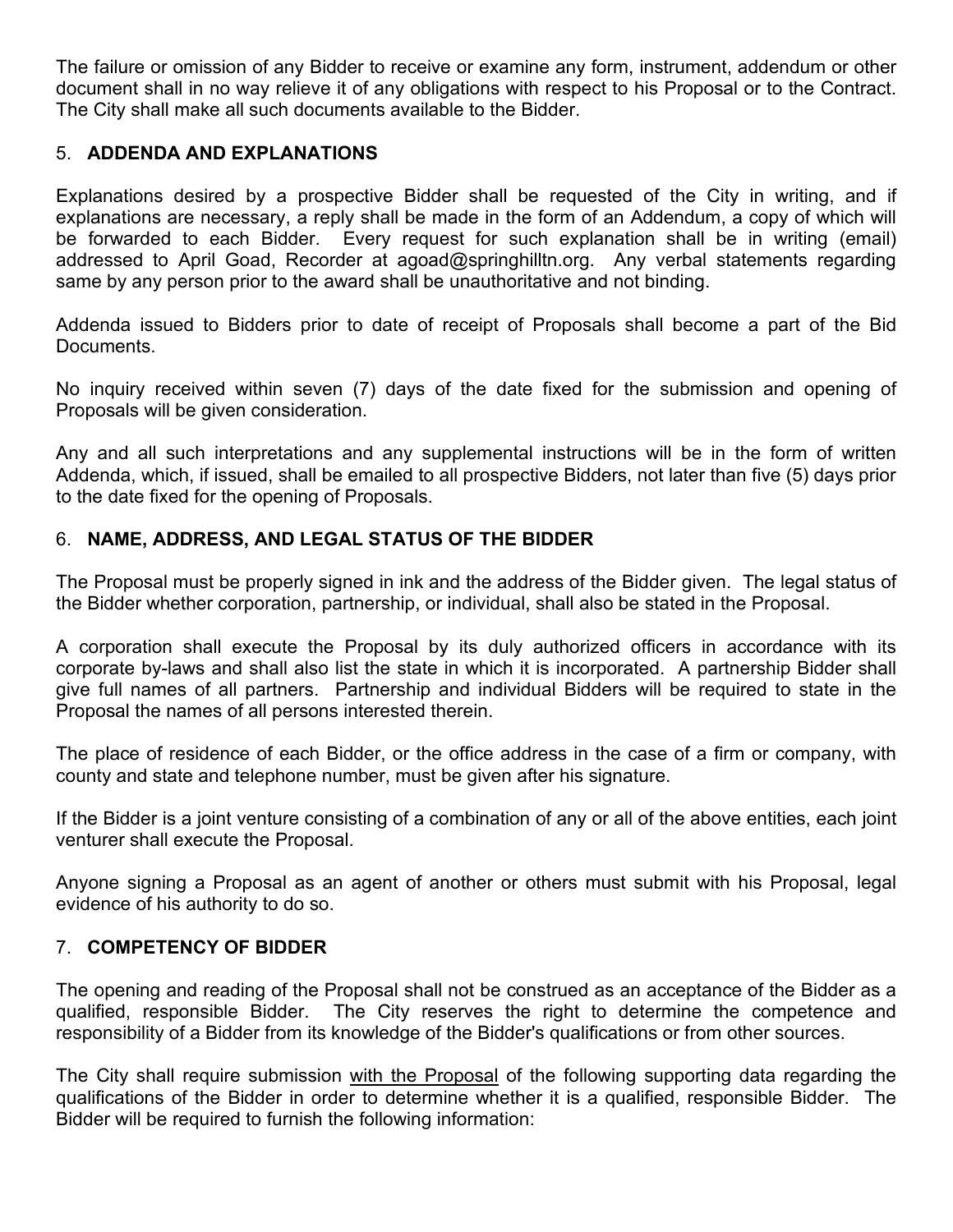The failure or omission of any Bidder to receive or examine any form, instrument, addendum or other document shall in no way relieve it of any obligations with respect to his Proposal or to the Contract. The City shall make all such documents available to the Bidder.

## 5. ADDENDA AND EXPLANATIONS

Explanations desired by a prospective Bidder shall be requested of the City in writing, and if explanations are necessary, a reply shall be made in the form of an Addendum, a copy of which will be forwarded to each Bidder. Every request for such explanation shall be in writing (email) addressed to April Goad, Recorder at agoad@springhilltn.org. Any verbal statements regarding same by any person prior to the award shall be unauthoritative and not binding.

Addenda issued to Bidders prior to date of receipt of Proposals shall become a part of the Bid Documents.

No inquiry received within seven (7) days of the date fixed for the submission and opening of Proposals will be given consideration.

Any and all such interpretations and any supplemental instructions will be in the form of written Addenda, which, if issued, shall be emailed to all prospective Bidders, not later than five (5) days prior to the date fixed for the opening of Proposals.

## 6. NAME, ADDRESS, AND LEGAL STATUS OF THE BIDDER

The Proposal must be properly signed in ink and the address of the Bidder given. The legal status of the Bidder whether corporation, partnership, or individual, shall also be stated in the Proposal.

A corporation shall execute the Proposal by its duly authorized officers in accordance with its corporate by-laws and shall also list the state in which it is incorporated. A partnership Bidder shall give full names of all partners. Partnership and individual Bidders will be required to state in the Proposal the names of all persons interested therein.

The place of residence of each Bidder, or the office address in the case of a firm or company, with county and state and telephone number, must be given after his signature.

If the Bidder is a joint venture consisting of a combination of any or all of the above entities, each joint venturer shall execute the Proposal.

Anyone signing a Proposal as an agent of another or others must submit with his Proposal, legal evidence of his authority to do so.

## 7. COMPETENCY OF BIDDER

The opening and reading of the Proposal shall not be construed as an acceptance of the Bidder as a qualified, responsible Bidder. The City reserves the right to determine the competence and responsibility of a Bidder from its knowledge of the Bidder's qualifications or from other sources.

The City shall require submission with the Proposal of the following supporting data regarding the qualifications of the Bidder in order to determine whether it is a qualified, responsible Bidder. The Bidder will be required to furnish the following information: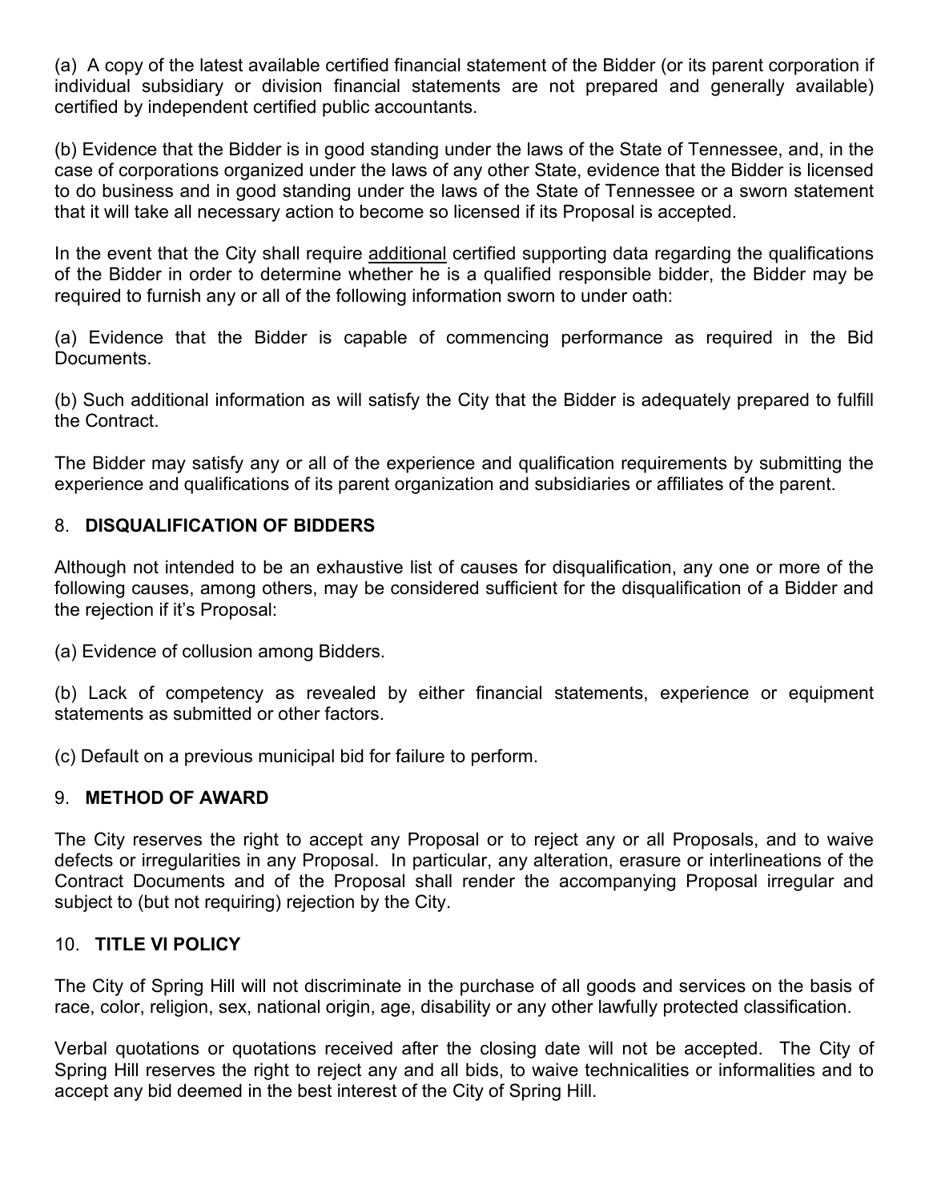(a) A copy of the latest available certified financial statement of the Bidder (or its parent corporation if individual subsidiary or division financial statements are not prepared and generally available) certified by independent certified public accountants.

(b) Evidence that the Bidder is in good standing under the laws of the State of Tennessee, and, in the case of corporations organized under the laws of any other State, evidence that the Bidder is licensed to do business and in good standing under the laws of the State of Tennessee or a sworn statement that it will take all necessary action to become so licensed if its Proposal is accepted.

In the event that the City shall require <u>additional</u> certified supporting data regarding the qualifications of the Bidder in order to determine whether he is a qualified responsible bidder, the Bidder may be required to furnish any or all of the following information sworn to under oath:

(a) Evidence that the Bidder is capable of commencing performance as required in the Bid Documents.

(b) Such additional information as will satisfy the City that the Bidder is adequately prepared to fulfill the Contract.

The Bidder may satisfy any or all of the experience and qualification requirements by submitting the experience and qualifications of its parent organization and subsidiaries or affiliates of the parent.

## 8. DISQUALIFICATION OF BIDDERS

Although not intended to be an exhaustive list of causes for disqualification, any one or more of the following causes, among others, may be considered sufficient for the disqualification of a Bidder and the rejection if it's Proposal:

(a) Evidence of collusion among Bidders.

(b) Lack of competency as revealed by either financial statements, experience or equipment statements as submitted or other factors.

(c) Default on a previous municipal bid for failure to perform.

## 9. METHOD OF AWARD

The City reserves the right to accept any Proposal or to reject any or all Proposals, and to waive defects or irregularities in any Proposal. In particular, any alteration, erasure or interlineations of the Contract Documents and of the Proposal shall render the accompanying Proposal irregular and subject to (but not requiring) rejection by the City.

## 10. TITLE VI POLICY

The City of Spring Hill will not discriminate in the purchase of all goods and services on the basis of race, color, religion, sex, national origin, age, disability or any other lawfully protected classification.

Verbal quotations or quotations received after the closing date will not be accepted. The City of Spring Hill reserves the right to reject any and all bids, to waive technicalities or informalities and to accept any bid deemed in the best interest of the City of Spring Hill.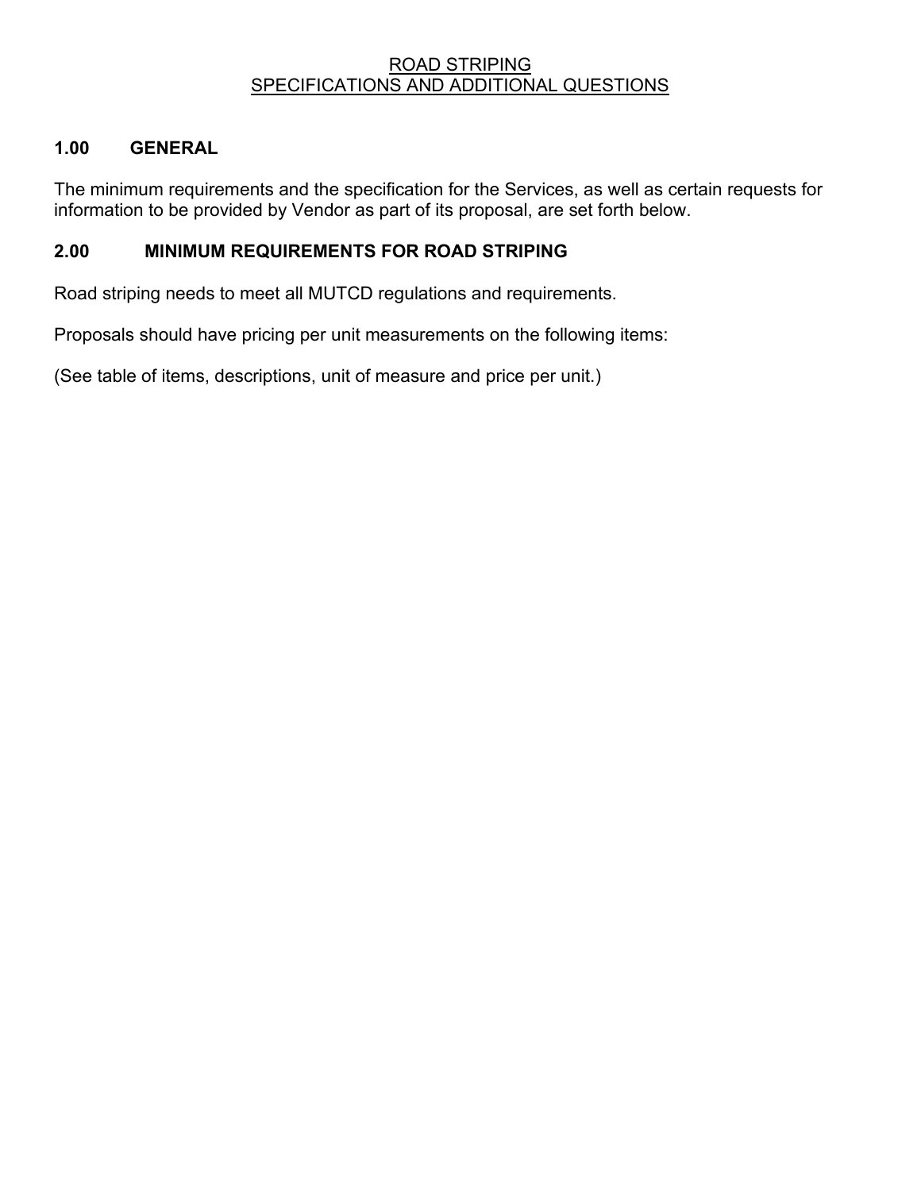# ROAD STRIPING
# SPECIFICATIONS AND ADDITIONAL QUESTIONS

## 1.00 GENERAL

The minimum requirements and the specification for the Services, as well as certain requests for information to be provided by Vendor as part of its proposal, are set forth below.

## 2.00 MINIMUM REQUIREMENTS FOR ROAD STRIPING

Road striping needs to meet all MUTCD regulations and requirements.

Proposals should have pricing per unit measurements on the following items:

(See table of items, descriptions, unit of measure and price per unit.)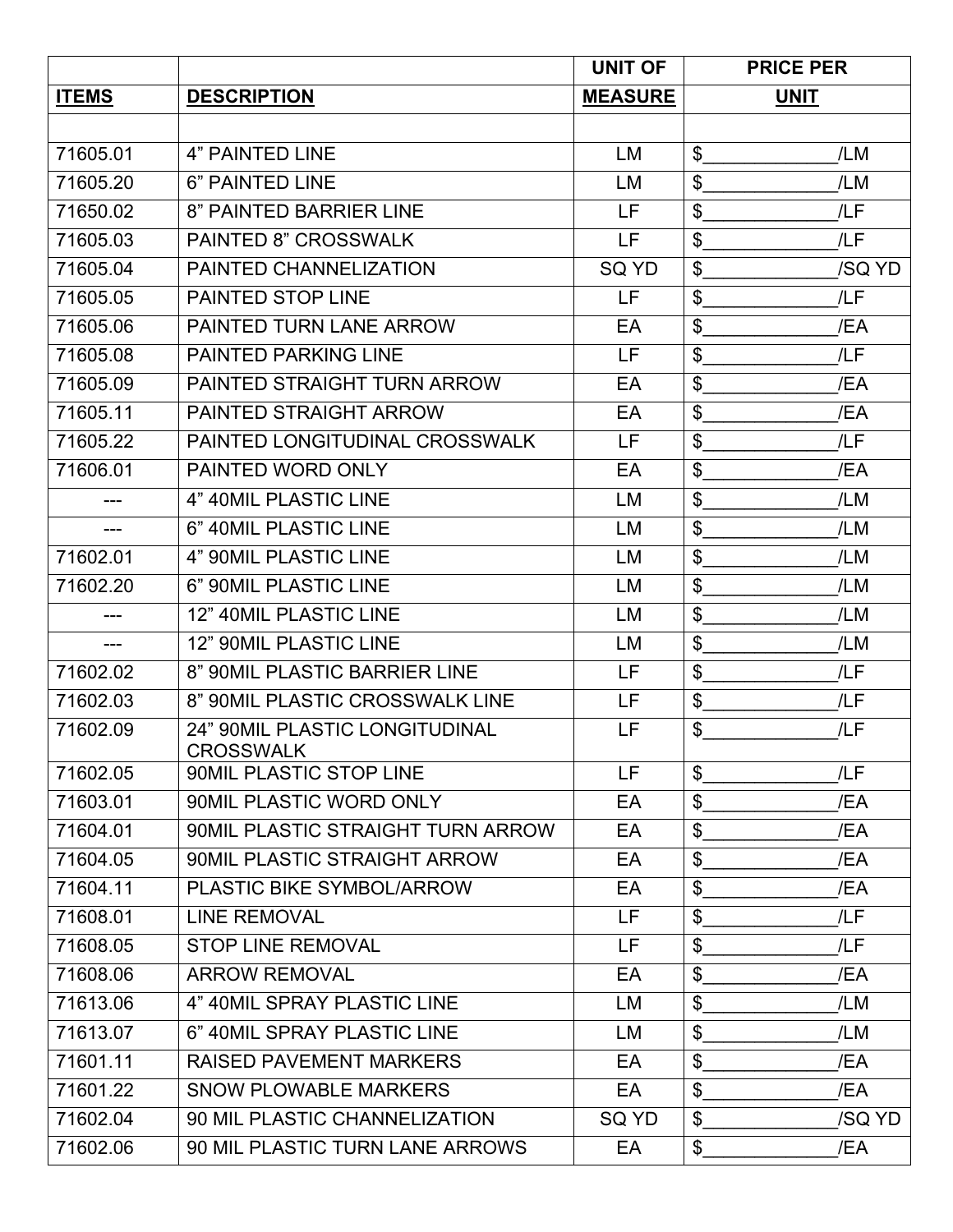| ITEMS | DESCRIPTION | UNIT OF MEASURE | PRICE PER UNIT |
|---|---|---|---|
| | | | |
| 71605.01 | 4" PAINTED LINE | LM | $_____________/LM |
| 71605.20 | 6" PAINTED LINE | LM | $_____________/LM |
| 71650.02 | 8" PAINTED BARRIER LINE | LF | $_____________/LF |
| 71605.03 | PAINTED 8" CROSSWALK | LF | $_____________/LF |
| 71605.04 | PAINTED CHANNELIZATION | SQ YD | $_____________/SQ YD |
| 71605.05 | PAINTED STOP LINE | LF | $_____________/LF |
| 71605.06 | PAINTED TURN LANE ARROW | EA | $_____________/EA |
| 71605.08 | PAINTED PARKING LINE | LF | $_____________/LF |
| 71605.09 | PAINTED STRAIGHT TURN ARROW | EA | $_____________/EA |
| 71605.11 | PAINTED STRAIGHT ARROW | EA | $_____________/EA |
| 71605.22 | PAINTED LONGITUDINAL CROSSWALK | LF | $_____________/LF |
| 71606.01 | PAINTED WORD ONLY | EA | $_____________/EA |
| --- | 4" 40MIL PLASTIC LINE | LM | $_____________/LM |
| --- | 6" 40MIL PLASTIC LINE | LM | $_____________/LM |
| 71602.01 | 4" 90MIL PLASTIC LINE | LM | $_____________/LM |
| 71602.20 | 6" 90MIL PLASTIC LINE | LM | $_____________/LM |
| --- | 12" 40MIL PLASTIC LINE | LM | $_____________/LM |
| --- | 12" 90MIL PLASTIC LINE | LM | $_____________/LM |
| 71602.02 | 8" 90MIL PLASTIC BARRIER LINE | LF | $_____________/LF |
| 71602.03 | 8" 90MIL PLASTIC CROSSWALK LINE | LF | $_____________/LF |
| 71602.09 | 24" 90MIL PLASTIC LONGITUDINAL CROSSWALK | LF | $_____________/LF |
| 71602.05 | 90MIL PLASTIC STOP LINE | LF | $_____________/LF |
| 71603.01 | 90MIL PLASTIC WORD ONLY | EA | $_____________/EA |
| 71604.01 | 90MIL PLASTIC STRAIGHT TURN ARROW | EA | $_____________/EA |
| 71604.05 | 90MIL PLASTIC STRAIGHT ARROW | EA | $_____________/EA |
| 71604.11 | PLASTIC BIKE SYMBOL/ARROW | EA | $_____________/EA |
| 71608.01 | LINE REMOVAL | LF | $_____________/LF |
| 71608.05 | STOP LINE REMOVAL | LF | $_____________/LF |
| 71608.06 | ARROW REMOVAL | EA | $_____________/EA |
| 71613.06 | 4" 40MIL SPRAY PLASTIC LINE | LM | $_____________/LM |
| 71613.07 | 6" 40MIL SPRAY PLASTIC LINE | LM | $_____________/LM |
| 71601.11 | RAISED PAVEMENT MARKERS | EA | $_____________/EA |
| 71601.22 | SNOW PLOWABLE MARKERS | EA | $_____________/EA |
| 71602.04 | 90 MIL PLASTIC CHANNELIZATION | SQ YD | $_____________/SQ YD |
| 71602.06 | 90 MIL PLASTIC TURN LANE ARROWS | EA | $_____________/EA |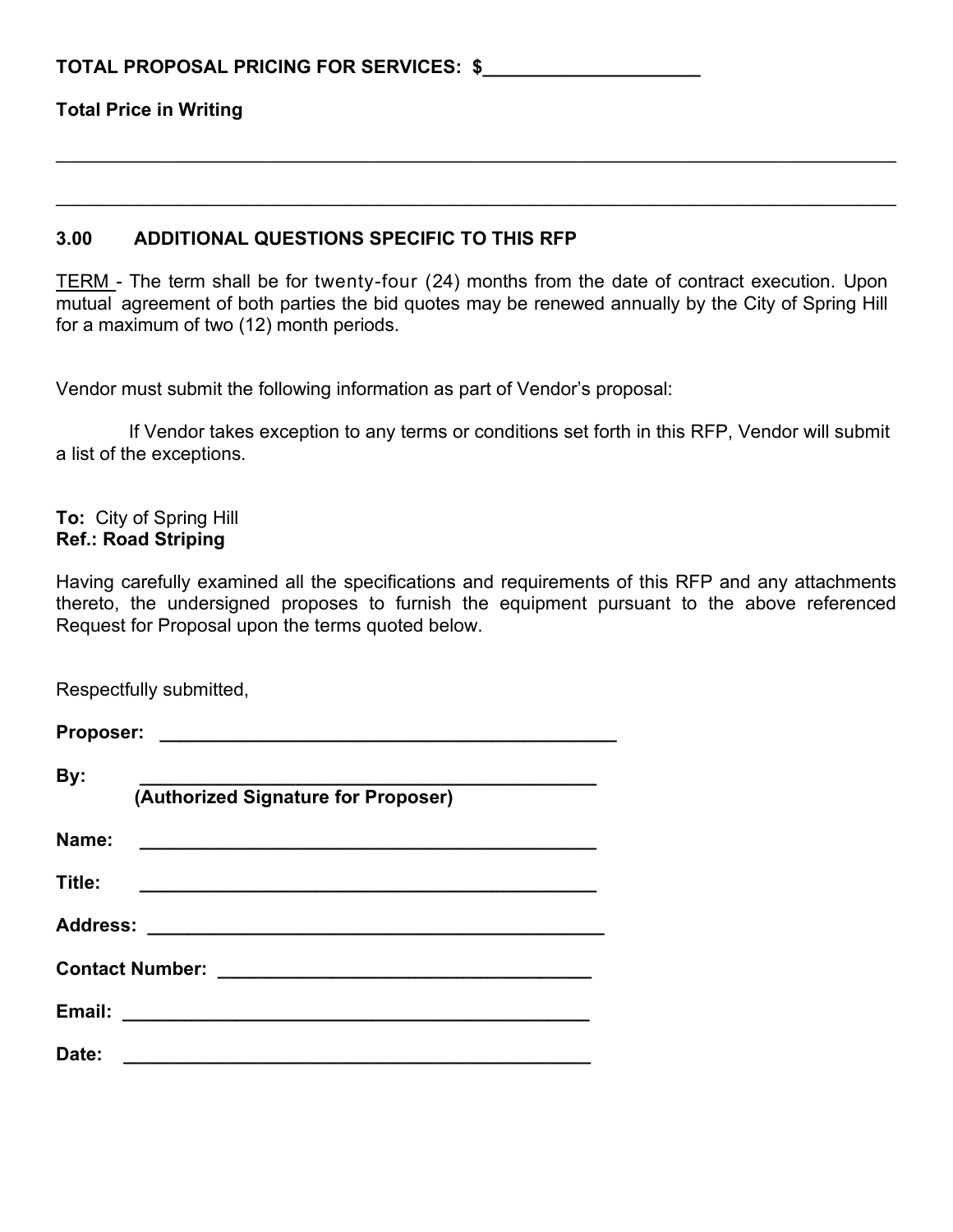**TOTAL PROPOSAL PRICING FOR SERVICES: $____________________**

**Total Price in Writing**

________________________________________________________________________________

________________________________________________________________________________

### 3.00 ADDITIONAL QUESTIONS SPECIFIC TO THIS RFP

TERM - The term shall be for twenty-four (24) months from the date of contract execution. Upon mutual agreement of both parties the bid quotes may be renewed annually by the City of Spring Hill for a maximum of two (12) month periods.

Vendor must submit the following information as part of Vendor's proposal:

If Vendor takes exception to any terms or conditions set forth in this RFP, Vendor will submit a list of the exceptions.

**To:** City of Spring Hill
**Ref.: Road Striping**

Having carefully examined all the specifications and requirements of this RFP and any attachments thereto, the undersigned proposes to furnish the equipment pursuant to the above referenced Request for Proposal upon the terms quoted below.

Respectfully submitted,

**Proposer:** ____________________________________________

**By:** ____________________________________________
**(Authorized Signature for Proposer)**

**Name:** ____________________________________________

**Title:** ____________________________________________

**Address:** ____________________________________________

**Contact Number:** ___________________________________

**Email:** ____________________________________________

**Date:** ____________________________________________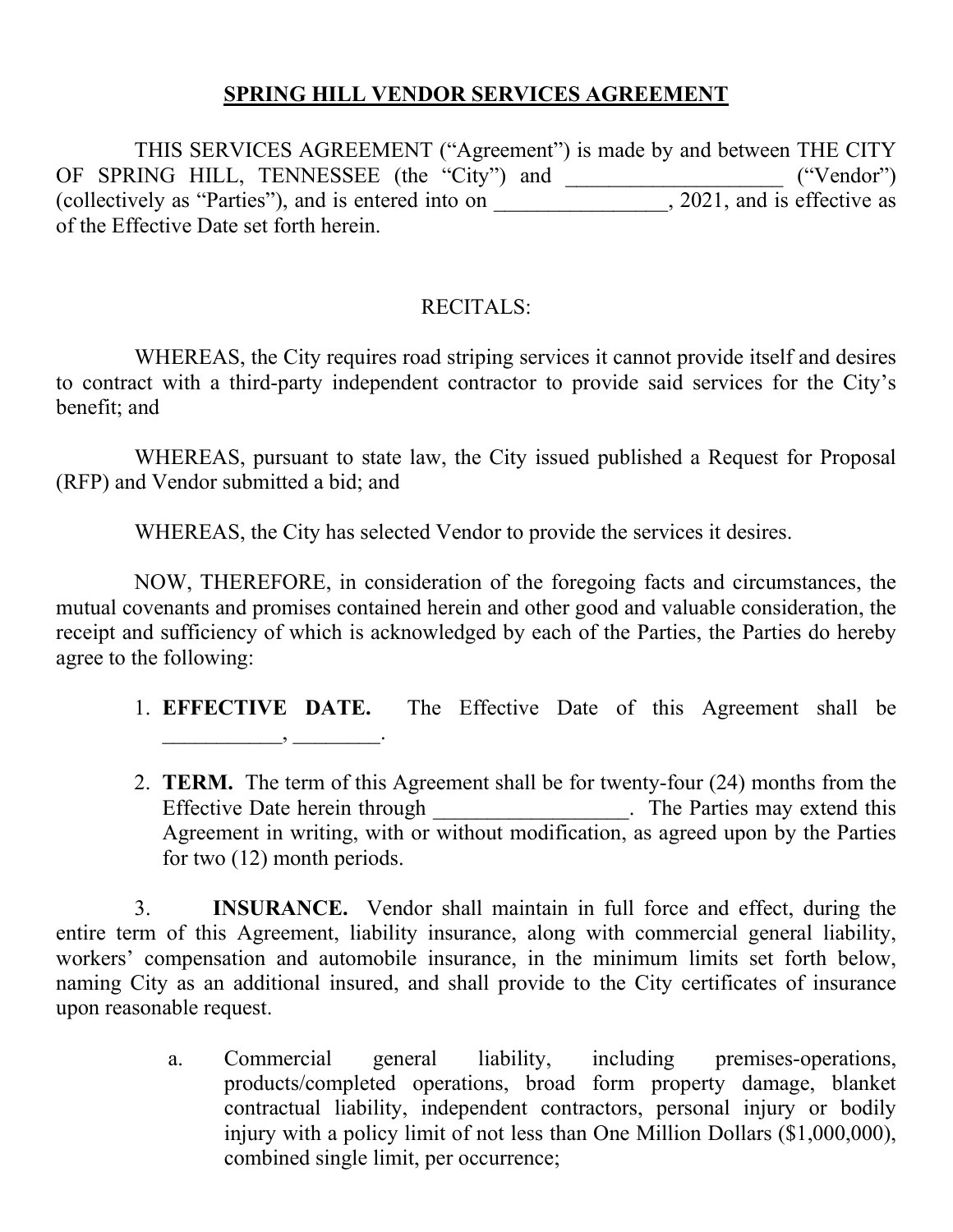## SPRING HILL VENDOR SERVICES AGREEMENT

THIS SERVICES AGREEMENT ("Agreement") is made by and between THE CITY OF SPRING HILL, TENNESSEE (the "City") and ____________________ ("Vendor") (collectively as "Parties"), and is entered into on ________________, 2021, and is effective as of the Effective Date set forth herein.

RECITALS:

WHEREAS, the City requires road striping services it cannot provide itself and desires to contract with a third-party independent contractor to provide said services for the City's benefit; and

WHEREAS, pursuant to state law, the City issued published a Request for Proposal (RFP) and Vendor submitted a bid; and

WHEREAS, the City has selected Vendor to provide the services it desires.

NOW, THEREFORE, in consideration of the foregoing facts and circumstances, the mutual covenants and promises contained herein and other good and valuable consideration, the receipt and sufficiency of which is acknowledged by each of the Parties, the Parties do hereby agree to the following:

1. **EFFECTIVE DATE.** The Effective Date of this Agreement shall be ___________, ________.

2. **TERM.** The term of this Agreement shall be for twenty-four (24) months from the Effective Date herein through __________________. The Parties may extend this Agreement in writing, with or without modification, as agreed upon by the Parties for two (12) month periods.

3. **INSURANCE.** Vendor shall maintain in full force and effect, during the entire term of this Agreement, liability insurance, along with commercial general liability, workers' compensation and automobile insurance, in the minimum limits set forth below, naming City as an additional insured, and shall provide to the City certificates of insurance upon reasonable request.

   a. Commercial general liability, including premises-operations, products/completed operations, broad form property damage, blanket contractual liability, independent contractors, personal injury or bodily injury with a policy limit of not less than One Million Dollars ($1,000,000), combined single limit, per occurrence;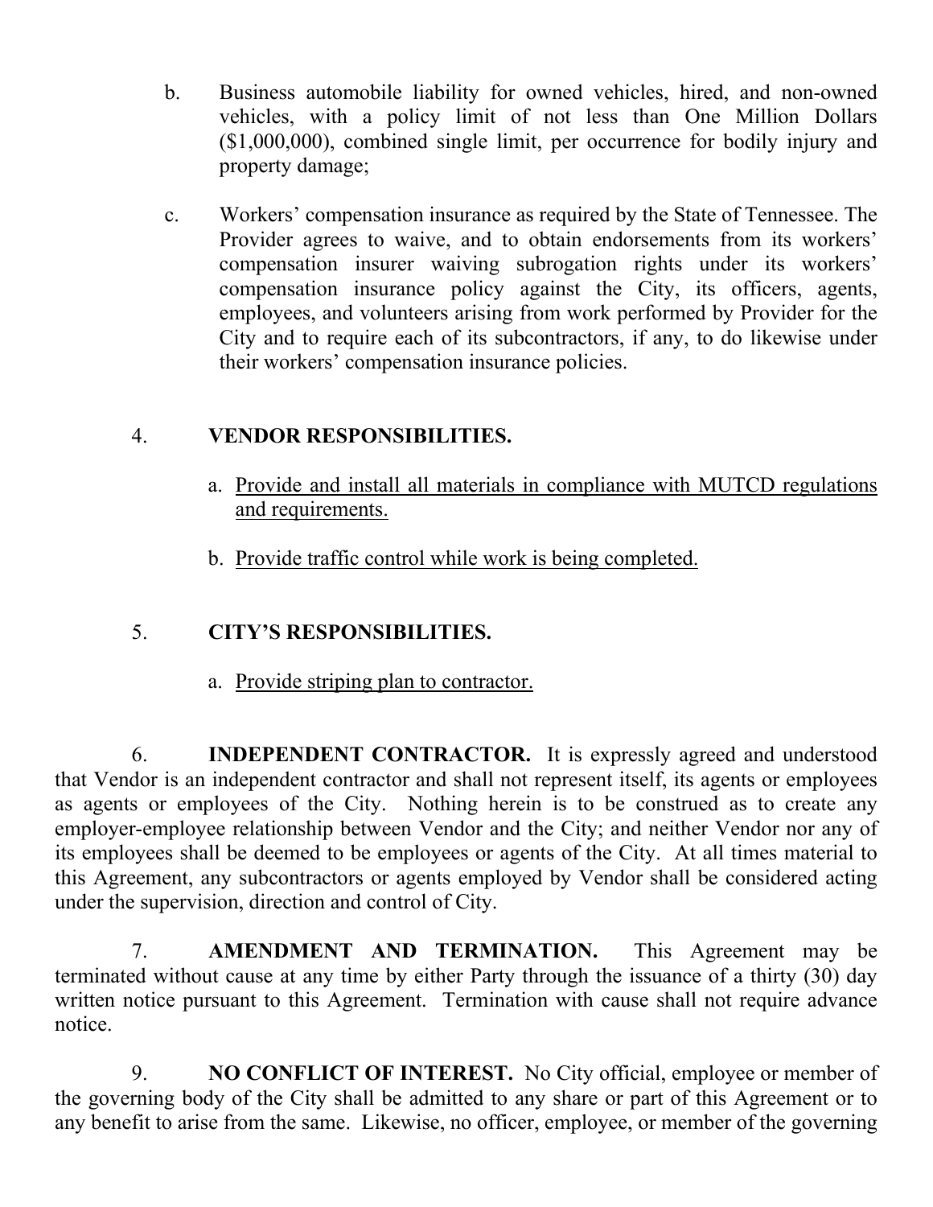b. Business automobile liability for owned vehicles, hired, and non-owned vehicles, with a policy limit of not less than One Million Dollars ($1,000,000), combined single limit, per occurrence for bodily injury and property damage;

c. Workers' compensation insurance as required by the State of Tennessee. The Provider agrees to waive, and to obtain endorsements from its workers' compensation insurer waiving subrogation rights under its workers' compensation insurance policy against the City, its officers, agents, employees, and volunteers arising from work performed by Provider for the City and to require each of its subcontractors, if any, to do likewise under their workers' compensation insurance policies.

4. **VENDOR RESPONSIBILITIES.**

a. <u>Provide and install all materials in compliance with MUTCD regulations and requirements.</u>

b. <u>Provide traffic control while work is being completed.</u>

5. **CITY'S RESPONSIBILITIES.**

a. <u>Provide striping plan to contractor.</u>

6. **INDEPENDENT CONTRACTOR.** It is expressly agreed and understood that Vendor is an independent contractor and shall not represent itself, its agents or employees as agents or employees of the City. Nothing herein is to be construed as to create any employer-employee relationship between Vendor and the City; and neither Vendor nor any of its employees shall be deemed to be employees or agents of the City. At all times material to this Agreement, any subcontractors or agents employed by Vendor shall be considered acting under the supervision, direction and control of City.

7. **AMENDMENT AND TERMINATION.** This Agreement may be terminated without cause at any time by either Party through the issuance of a thirty (30) day written notice pursuant to this Agreement. Termination with cause shall not require advance notice.

9. **NO CONFLICT OF INTEREST.** No City official, employee or member of the governing body of the City shall be admitted to any share or part of this Agreement or to any benefit to arise from the same. Likewise, no officer, employee, or member of the governing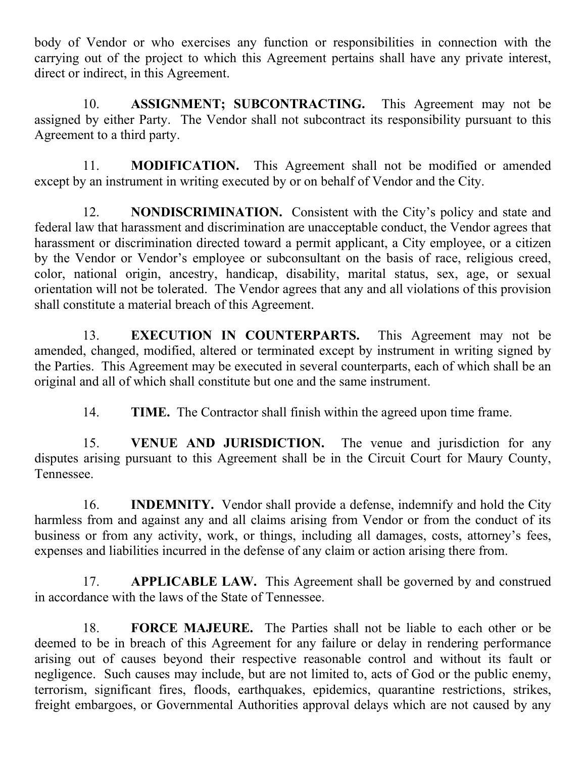body of Vendor or who exercises any function or responsibilities in connection with the carrying out of the project to which this Agreement pertains shall have any private interest, direct or indirect, in this Agreement.

10. **ASSIGNMENT; SUBCONTRACTING.** This Agreement may not be assigned by either Party. The Vendor shall not subcontract its responsibility pursuant to this Agreement to a third party.

11. **MODIFICATION.** This Agreement shall not be modified or amended except by an instrument in writing executed by or on behalf of Vendor and the City.

12. **NONDISCRIMINATION.** Consistent with the City's policy and state and federal law that harassment and discrimination are unacceptable conduct, the Vendor agrees that harassment or discrimination directed toward a permit applicant, a City employee, or a citizen by the Vendor or Vendor's employee or subconsultant on the basis of race, religious creed, color, national origin, ancestry, handicap, disability, marital status, sex, age, or sexual orientation will not be tolerated. The Vendor agrees that any and all violations of this provision shall constitute a material breach of this Agreement.

13. **EXECUTION IN COUNTERPARTS.** This Agreement may not be amended, changed, modified, altered or terminated except by instrument in writing signed by the Parties. This Agreement may be executed in several counterparts, each of which shall be an original and all of which shall constitute but one and the same instrument.

14. **TIME.** The Contractor shall finish within the agreed upon time frame.

15. **VENUE AND JURISDICTION.** The venue and jurisdiction for any disputes arising pursuant to this Agreement shall be in the Circuit Court for Maury County, Tennessee.

16. **INDEMNITY.** Vendor shall provide a defense, indemnify and hold the City harmless from and against any and all claims arising from Vendor or from the conduct of its business or from any activity, work, or things, including all damages, costs, attorney's fees, expenses and liabilities incurred in the defense of any claim or action arising there from.

17. **APPLICABLE LAW.** This Agreement shall be governed by and construed in accordance with the laws of the State of Tennessee.

18. **FORCE MAJEURE.** The Parties shall not be liable to each other or be deemed to be in breach of this Agreement for any failure or delay in rendering performance arising out of causes beyond their respective reasonable control and without its fault or negligence. Such causes may include, but are not limited to, acts of God or the public enemy, terrorism, significant fires, floods, earthquakes, epidemics, quarantine restrictions, strikes, freight embargoes, or Governmental Authorities approval delays which are not caused by any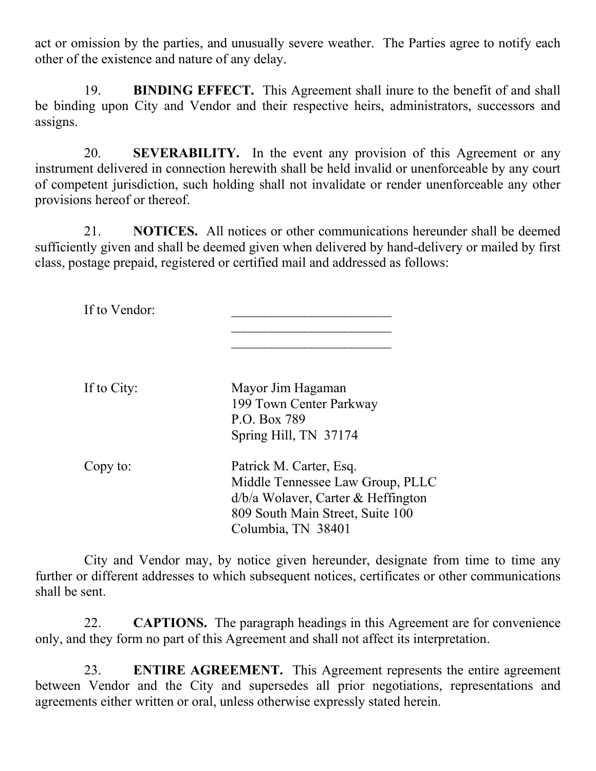act or omission by the parties, and unusually severe weather. The Parties agree to notify each other of the existence and nature of any delay.

19. **BINDING EFFECT.** This Agreement shall inure to the benefit of and shall be binding upon City and Vendor and their respective heirs, administrators, successors and assigns.

20. **SEVERABILITY.** In the event any provision of this Agreement or any instrument delivered in connection herewith shall be held invalid or unenforceable by any court of competent jurisdiction, such holding shall not invalidate or render unenforceable any other provisions hereof or thereof.

21. **NOTICES.** All notices or other communications hereunder shall be deemed sufficiently given and shall be deemed given when delivered by hand-delivery or mailed by first class, postage prepaid, registered or certified mail and addressed as follows:

If to Vendor: ________________________
________________________
________________________

If to City: Mayor Jim Hagaman
199 Town Center Parkway
P.O. Box 789
Spring Hill, TN 37174

Copy to: Patrick M. Carter, Esq.
Middle Tennessee Law Group, PLLC
d/b/a Wolaver, Carter & Heffington
809 South Main Street, Suite 100
Columbia, TN 38401

City and Vendor may, by notice given hereunder, designate from time to time any further or different addresses to which subsequent notices, certificates or other communications shall be sent.

22. **CAPTIONS.** The paragraph headings in this Agreement are for convenience only, and they form no part of this Agreement and shall not affect its interpretation.

23. **ENTIRE AGREEMENT.** This Agreement represents the entire agreement between Vendor and the City and supersedes all prior negotiations, representations and agreements either written or oral, unless otherwise expressly stated herein.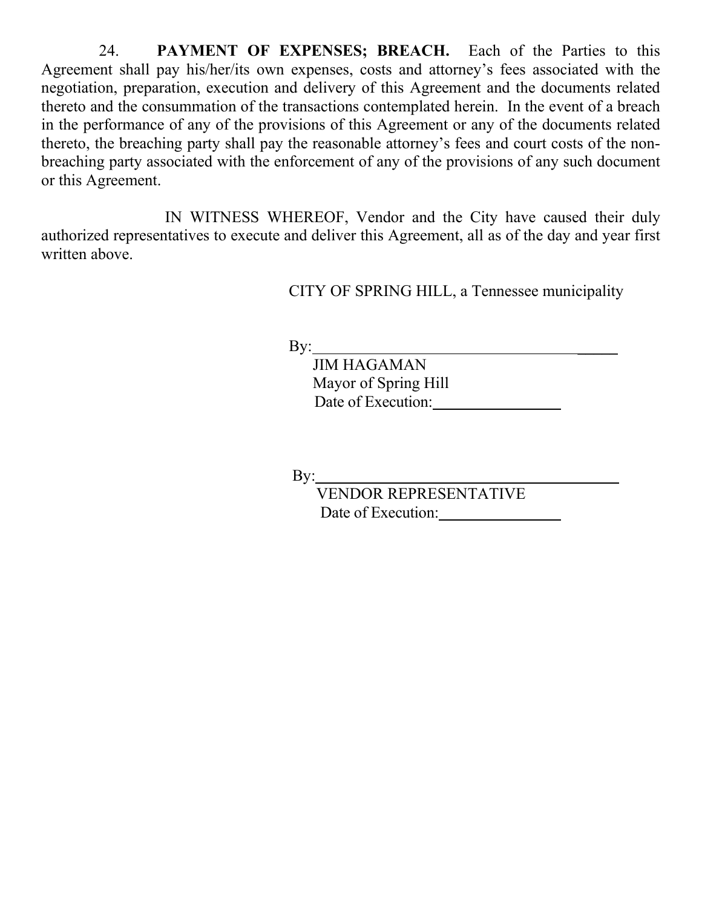24. **PAYMENT OF EXPENSES; BREACH.** Each of the Parties to this Agreement shall pay his/her/its own expenses, costs and attorney's fees associated with the negotiation, preparation, execution and delivery of this Agreement and the documents related thereto and the consummation of the transactions contemplated herein. In the event of a breach in the performance of any of the provisions of this Agreement or any of the documents related thereto, the breaching party shall pay the reasonable attorney's fees and court costs of the non-breaching party associated with the enforcement of any of the provisions of any such document or this Agreement.

IN WITNESS WHEREOF, Vendor and the City have caused their duly authorized representatives to execute and deliver this Agreement, all as of the day and year first written above.

CITY OF SPRING HILL, a Tennessee municipality

By:\_\_\_\_\_\_\_\_\_\_\_\_\_\_\_\_\_\_\_\_\_\_\_\_\_\_\_\_\_\_\_\_\_\_\_\_\_\_\_\_

JIM HAGAMAN

Mayor of Spring Hill

Date of Execution:\_\_\_\_\_\_\_\_\_\_\_\_\_\_\_\_

By:\_\_\_\_\_\_\_\_\_\_\_\_\_\_\_\_\_\_\_\_\_\_\_\_\_\_\_\_\_\_\_\_\_\_\_\_\_\_\_\_

VENDOR REPRESENTATIVE

Date of Execution:\_\_\_\_\_\_\_\_\_\_\_\_\_\_\_\_